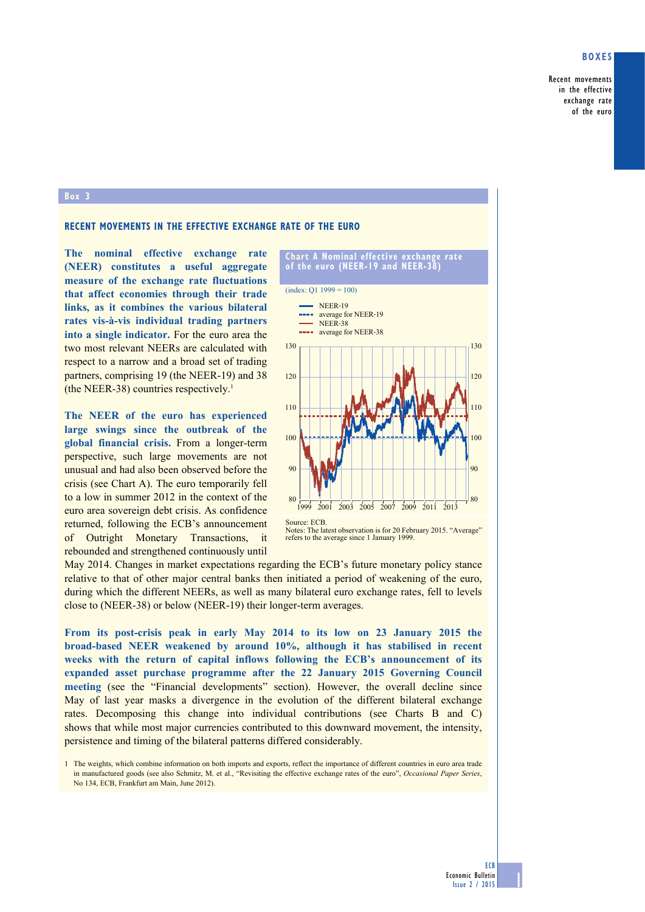## Box 3

### RECENT MOVEMENTS IN THE EFFECTIVE EXCHANGE RATE OF THE EURO

**The nominal effective exchange rate (NEER) constitutes a useful aggregate measure of the exchange rate fluctuations that affect economies through their trade links, as it combines the various bilateral rates vis-à-vis individual trading partners into a single indicator.** For the euro area the two most relevant NEERs are calculated with respect to a narrow and a broad set of trading partners, comprising 19 (the NEER-19) and 38 (the NEER-38) countries respectively.[1]

**The NEER of the euro has experienced large swings since the outbreak of the global financial crisis.** From a longer-term perspective, such large movements are not unusual and had also been observed before the crisis (see Chart A). The euro temporarily fell to a low in summer 2012 in the context of the euro area sovereign debt crisis. As confidence returned, following the ECB's announcement of Outright Monetary Transactions, it rebounded and strengthened continuously until May 2014. Changes in market expectations regarding the ECB's future monetary policy stance relative to that of other major central banks then initiated a period of weakening of the euro, during which the different NEERs, as well as many bilateral euro exchange rates, fell to levels close to (NEER-38) or below (NEER-19) their longer-term averages.

**Chart A Nominal effective exchange rate of the euro (NEER-19 and NEER-38)**

(index: Q1 1999 = 100)

Source: ECB.
Notes: The latest observation is for 20 February 2015. "Average" refers to the average since 1 January 1999.

**From its post-crisis peak in early May 2014 to its low on 23 January 2015 the broad-based NEER weakened by around 10%, although it has stabilised in recent weeks with the return of capital inflows following the ECB's announcement of its expanded asset purchase programme after the 22 January 2015 Governing Council meeting** (see the "Financial developments" section). However, the overall decline since May of last year masks a divergence in the evolution of the different bilateral exchange rates. Decomposing this change into individual contributions (see Charts B and C) shows that while most major currencies contributed to this downward movement, the intensity, persistence and timing of the bilateral patterns differed considerably.

1 The weights, which combine information on both imports and exports, reflect the importance of different countries in euro area trade in manufactured goods (see also Schmitz, M. et al., "Revisiting the effective exchange rates of the euro", *Occasional Paper Series*, No 134, ECB, Frankfurt am Main, June 2012).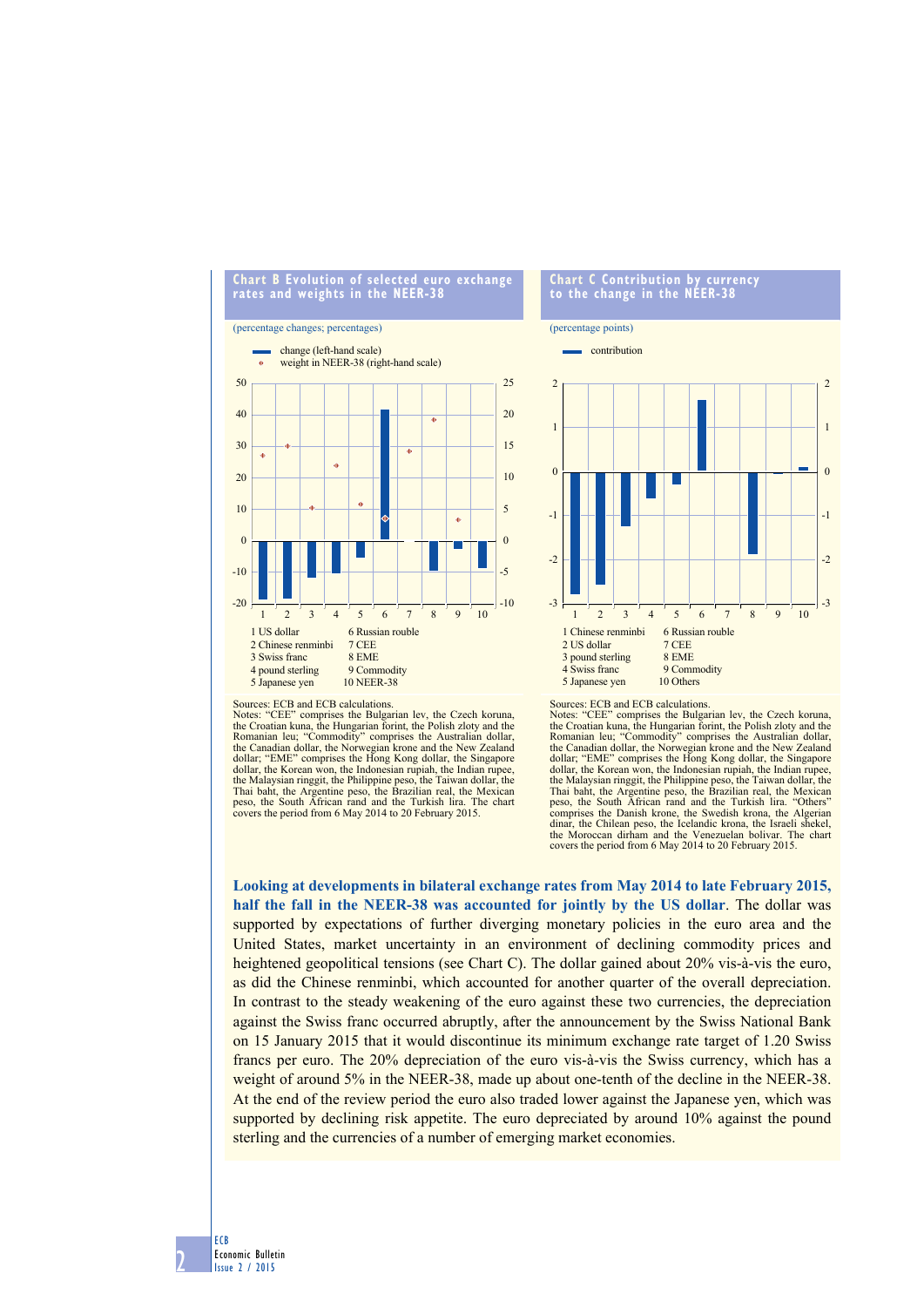### Chart B Evolution of selected euro exchange rates and weights in the NEER-38

(percentage changes; percentages)

- change (left-hand scale)
- weight in NEER-38 (right-hand scale)

1 US dollar
2 Chinese renminbi
3 Swiss franc
4 pound sterling
5 Japanese yen
6 Russian rouble
7 CEE
8 EME
9 Commodity
10 NEER-38

Sources: ECB and ECB calculations.
Notes: "CEE" comprises the Bulgarian lev, the Czech koruna, the Croatian kuna, the Hungarian forint, the Polish zloty and the Romanian leu; "Commodity" comprises the Australian dollar, the Canadian dollar, the Norwegian krone and the New Zealand dollar; "EME" comprises the Hong Kong dollar, the Singapore dollar, the Korean won, the Indonesian rupiah, the Indian rupee, the Malaysian ringgit, the Philippine peso, the Taiwan dollar, the Thai baht, the Argentine peso, the Brazilian real, the Mexican peso, the South African rand and the Turkish lira. The chart covers the period from 6 May 2014 to 20 February 2015.

### Chart C Contribution by currency to the change in the NEER-38

(percentage points)

- contribution

1 Chinese renminbi
2 US dollar
3 pound sterling
4 Swiss franc
5 Japanese yen
6 Russian rouble
7 CEE
8 EME
9 Commodity
10 Others

Sources: ECB and ECB calculations.
Notes: "CEE" comprises the Bulgarian lev, the Czech koruna, the Croatian kuna, the Hungarian forint, the Polish zloty and the Romanian leu; "Commodity" comprises the Australian dollar, the Canadian dollar, the Norwegian krone and the New Zealand dollar; "EME" comprises the Hong Kong dollar, the Singapore dollar, the Korean won, the Indonesian rupiah, the Indian rupee, the Malaysian ringgit, the Philippine peso, the Taiwan dollar, the Thai baht, the Argentine peso, the Brazilian real, the Mexican peso, the South African rand and the Turkish lira. "Others" comprises the Danish krone, the Swedish krona, the Algerian dinar, the Chilean peso, the Icelandic krona, the Israeli shekel, the Moroccan dirham and the Venezuelan bolivar. The chart covers the period from 6 May 2014 to 20 February 2015.

**Looking at developments in bilateral exchange rates from May 2014 to late February 2015, half the fall in the NEER-38 was accounted for jointly by the US dollar**. The dollar was supported by expectations of further diverging monetary policies in the euro area and the United States, market uncertainty in an environment of declining commodity prices and heightened geopolitical tensions (see Chart C). The dollar gained about 20% vis-à-vis the euro, as did the Chinese renminbi, which accounted for another quarter of the overall depreciation. In contrast to the steady weakening of the euro against these two currencies, the depreciation against the Swiss franc occurred abruptly, after the announcement by the Swiss National Bank on 15 January 2015 that it would discontinue its minimum exchange rate target of 1.20 Swiss francs per euro. The 20% depreciation of the euro vis-à-vis the Swiss currency, which has a weight of around 5% in the NEER-38, made up about one-tenth of the decline in the NEER-38. At the end of the review period the euro also traded lower against the Japanese yen, which was supported by declining risk appetite. The euro depreciated by around 10% against the pound sterling and the currencies of a number of emerging market economies.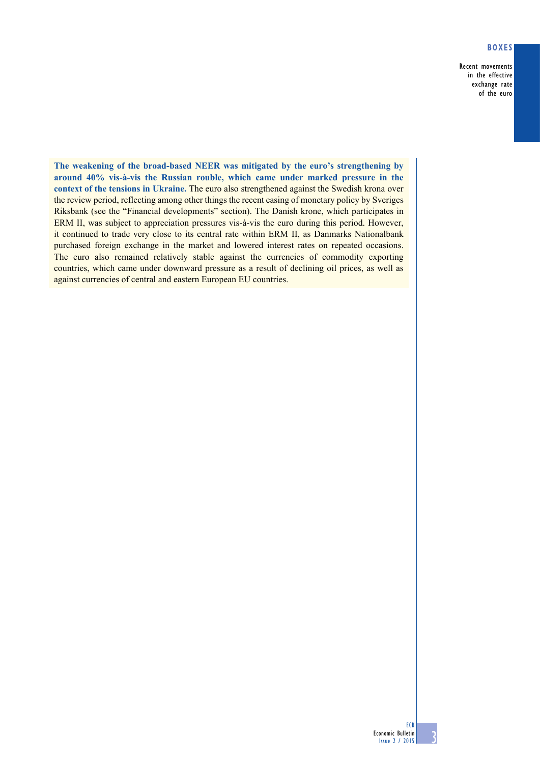**The weakening of the broad-based NEER was mitigated by the euro's strengthening by around 40% vis-à-vis the Russian rouble, which came under marked pressure in the context of the tensions in Ukraine.** The euro also strengthened against the Swedish krona over the review period, reflecting among other things the recent easing of monetary policy by Sveriges Riksbank (see the "Financial developments" section). The Danish krone, which participates in ERM II, was subject to appreciation pressures vis-à-vis the euro during this period. However, it continued to trade very close to its central rate within ERM II, as Danmarks Nationalbank purchased foreign exchange in the market and lowered interest rates on repeated occasions. The euro also remained relatively stable against the currencies of commodity exporting countries, which came under downward pressure as a result of declining oil prices, as well as against currencies of central and eastern European EU countries.